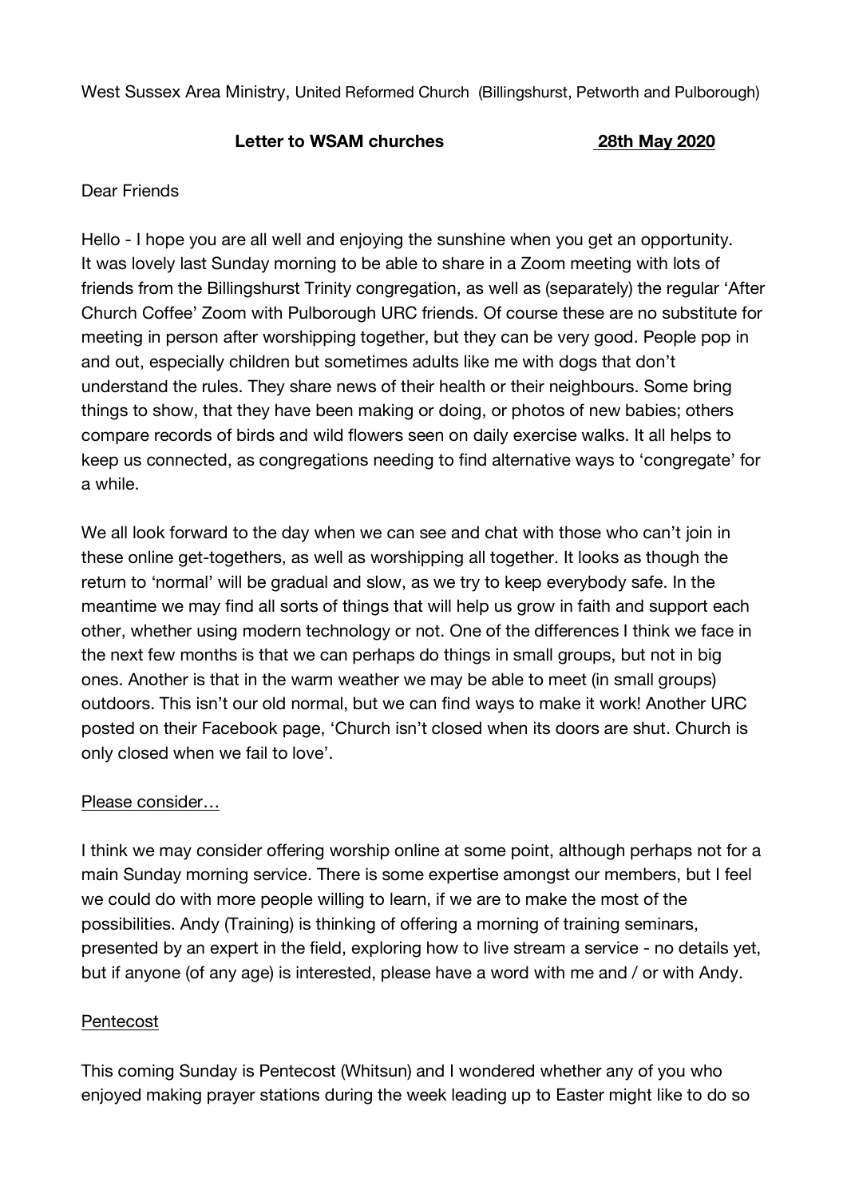West Sussex Area Ministry, United Reformed Church (Billingshurst, Petworth and Pulborough)

**Letter to WSAM churches** **28th May 2020**

Dear Friends

Hello - I hope you are all well and enjoying the sunshine when you get an opportunity. It was lovely last Sunday morning to be able to share in a Zoom meeting with lots of friends from the Billingshurst Trinity congregation, as well as (separately) the regular 'After Church Coffee' Zoom with Pulborough URC friends. Of course these are no substitute for meeting in person after worshipping together, but they can be very good. People pop in and out, especially children but sometimes adults like me with dogs that don't understand the rules. They share news of their health or their neighbours. Some bring things to show, that they have been making or doing, or photos of new babies; others compare records of birds and wild flowers seen on daily exercise walks. It all helps to keep us connected, as congregations needing to find alternative ways to 'congregate' for a while.

We all look forward to the day when we can see and chat with those who can't join in these online get-togethers, as well as worshipping all together. It looks as though the return to 'normal' will be gradual and slow, as we try to keep everybody safe. In the meantime we may find all sorts of things that will help us grow in faith and support each other, whether using modern technology or not. One of the differences I think we face in the next few months is that we can perhaps do things in small groups, but not in big ones. Another is that in the warm weather we may be able to meet (in small groups) outdoors. This isn't our old normal, but we can find ways to make it work! Another URC posted on their Facebook page, 'Church isn't closed when its doors are shut. Church is only closed when we fail to love'.

Please consider…

I think we may consider offering worship online at some point, although perhaps not for a main Sunday morning service. There is some expertise amongst our members, but I feel we could do with more people willing to learn, if we are to make the most of the possibilities. Andy (Training) is thinking of offering a morning of training seminars, presented by an expert in the field, exploring how to live stream a service - no details yet, but if anyone (of any age) is interested, please have a word with me and / or with Andy.

Pentecost

This coming Sunday is Pentecost (Whitsun) and I wondered whether any of you who enjoyed making prayer stations during the week leading up to Easter might like to do so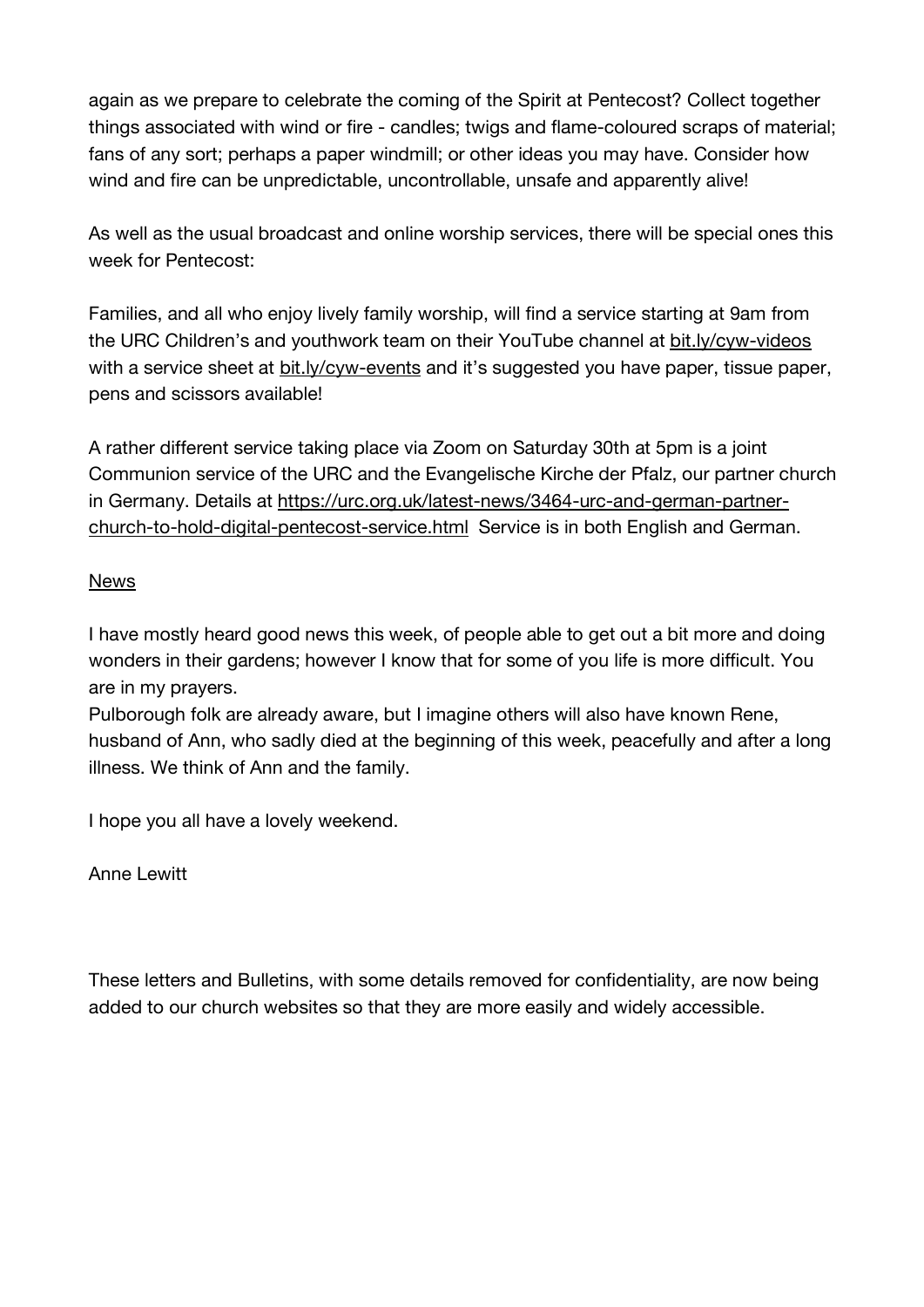again as we prepare to celebrate the coming of the Spirit at Pentecost? Collect together things associated with wind or fire - candles; twigs and flame-coloured scraps of material; fans of any sort; perhaps a paper windmill; or other ideas you may have. Consider how wind and fire can be unpredictable, uncontrollable, unsafe and apparently alive!

As well as the usual broadcast and online worship services, there will be special ones this week for Pentecost:

Families, and all who enjoy lively family worship, will find a service starting at 9am from the URC Children's and youthwork team on their YouTube channel at bit.ly/cyw-videos with a service sheet at bit.ly/cyw-events and it's suggested you have paper, tissue paper, pens and scissors available!

A rather different service taking place via Zoom on Saturday 30th at 5pm is a joint Communion service of the URC and the Evangelische Kirche der Pfalz, our partner church in Germany. Details at https://urc.org.uk/latest-news/3464-urc-and-german-partner-church-to-hold-digital-pentecost-service.html Service is in both English and German.

News

I have mostly heard good news this week, of people able to get out a bit more and doing wonders in their gardens; however I know that for some of you life is more difficult. You are in my prayers.
Pulborough folk are already aware, but I imagine others will also have known Rene, husband of Ann, who sadly died at the beginning of this week, peacefully and after a long illness. We think of Ann and the family.

I hope you all have a lovely weekend.

Anne Lewitt

These letters and Bulletins, with some details removed for confidentiality, are now being added to our church websites so that they are more easily and widely accessible.